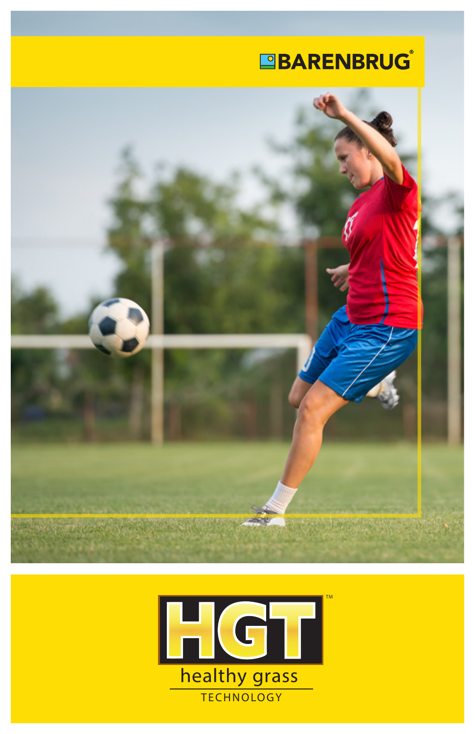BARENBRUG®

# HGT™

healthy grass

TECHNOLOGY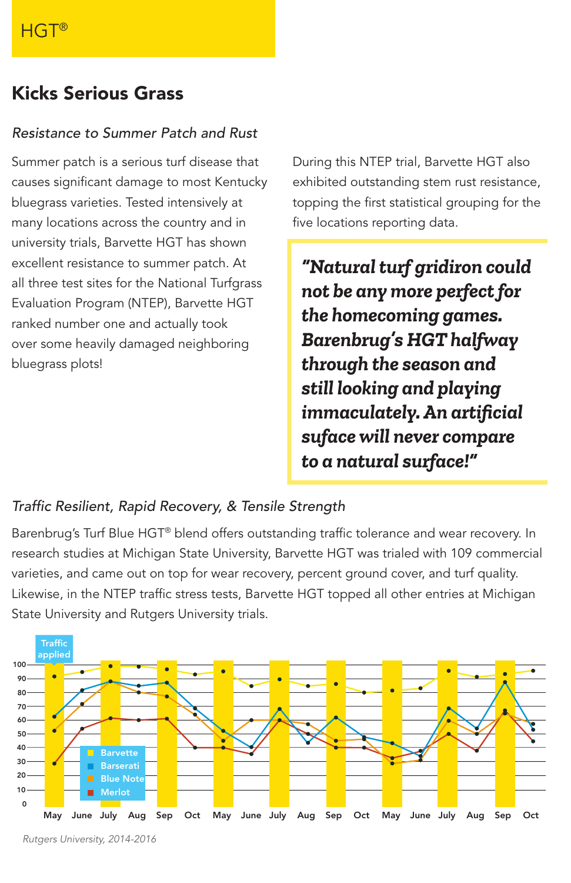HGT®

# Kicks Serious Grass

*Resistance to Summer Patch and Rust*

Summer patch is a serious turf disease that causes significant damage to most Kentucky bluegrass varieties. Tested intensively at many locations across the country and in university trials, Barvette HGT has shown excellent resistance to summer patch. At all three test sites for the National Turfgrass Evaluation Program (NTEP), Barvette HGT ranked number one and actually took over some heavily damaged neighboring bluegrass plots!

During this NTEP trial, Barvette HGT also exhibited outstanding stem rust resistance, topping the first statistical grouping for the five locations reporting data.

> ***"Natural turf gridiron could not be any more perfect for the homecoming games. Barenbrug's HGT halfway through the season and still looking and playing immaculately. An artificial suface will never compare to a natural surface!"***

*Traffic Resilient, Rapid Recovery, & Tensile Strength*

Barenbrug's Turf Blue HGT® blend offers outstanding traffic tolerance and wear recovery. In research studies at Michigan State University, Barvette HGT was trialed with 109 commercial varieties, and came out on top for wear recovery, percent ground cover, and turf quality. Likewise, in the NTEP traffic stress tests, Barvette HGT topped all other entries at Michigan State University and Rutgers University trials.

Traffic applied

100
90
80
70
60
50
40
30
20
10
0

Barvette
Barserati
Blue Note
Merlot

May June July Aug Sep Oct May June July Aug Sep Oct May June July Aug Sep Oct

*Rutgers University, 2014-2016*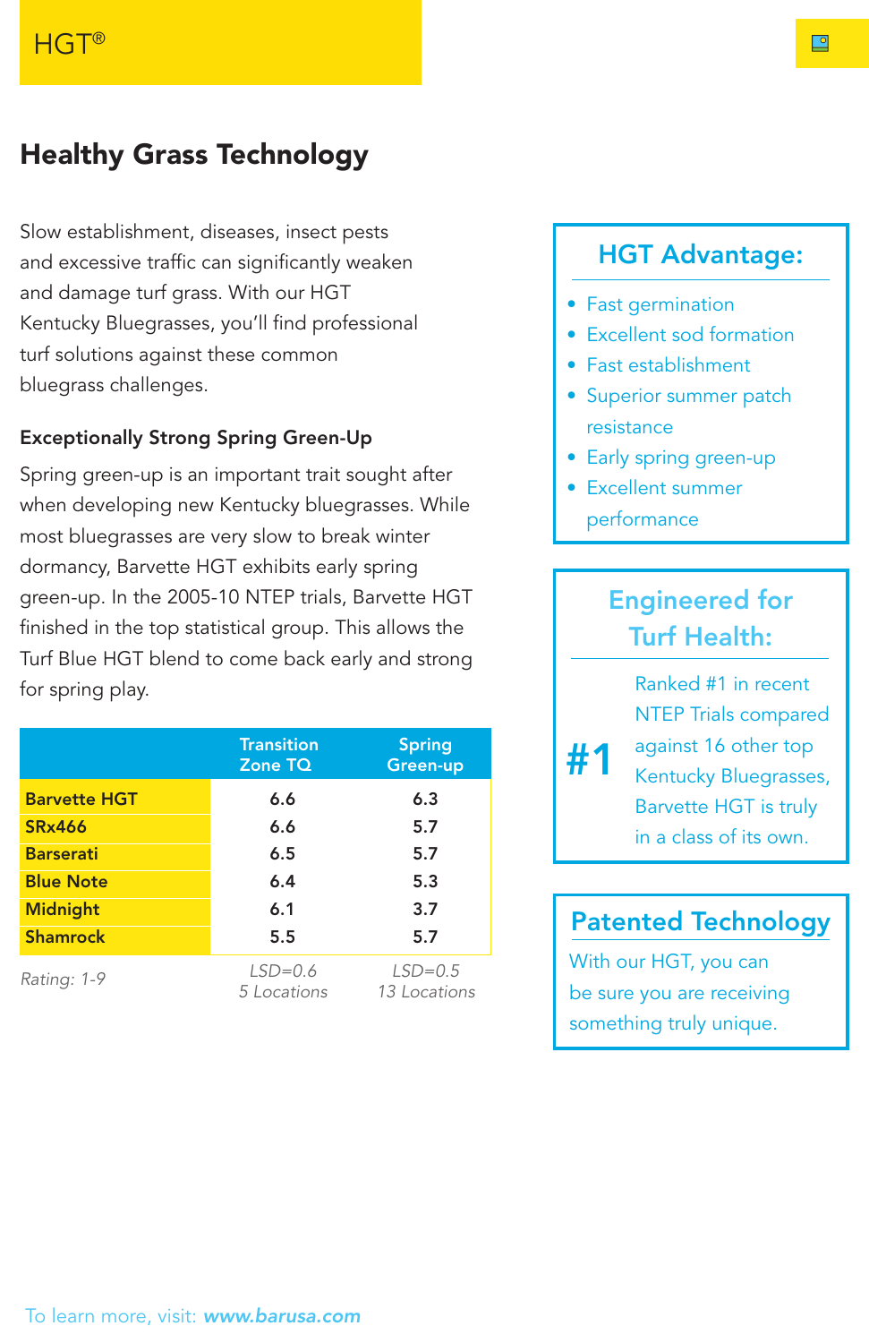HGT®

# Healthy Grass Technology

Slow establishment, diseases, insect pests and excessive traffic can significantly weaken and damage turf grass. With our HGT Kentucky Bluegrasses, you'll find professional turf solutions against these common bluegrass challenges.

### Exceptionally Strong Spring Green-Up

Spring green-up is an important trait sought after when developing new Kentucky bluegrasses. While most bluegrasses are very slow to break winter dormancy, Barvette HGT exhibits early spring green-up. In the 2005-10 NTEP trials, Barvette HGT finished in the top statistical group. This allows the Turf Blue HGT blend to come back early and strong for spring play.

| | Transition Zone TQ | Spring Green-up |
|---|---|---|
| **Barvette HGT** | 6.6 | 6.3 |
| **SRx466** | 6.6 | 5.7 |
| **Barserati** | 6.5 | 5.7 |
| **Blue Note** | 6.4 | 5.3 |
| **Midnight** | 6.1 | 3.7 |
| **Shamrock** | 5.5 | 5.7 |
| *Rating: 1-9* | *LSD=0.6 5 Locations* | *LSD=0.5 13 Locations* |

## HGT Advantage:

- Fast germination
- Excellent sod formation
- Fast establishment
- Superior summer patch resistance
- Early spring green-up
- Excellent summer performance

## Engineered for Turf Health:

**#1** Ranked #1 in recent NTEP Trials compared against 16 other top Kentucky Bluegrasses, Barvette HGT is truly in a class of its own.

## Patented Technology

With our HGT, you can be sure you are receiving something truly unique.

To learn more, visit: ***www.barusa.com***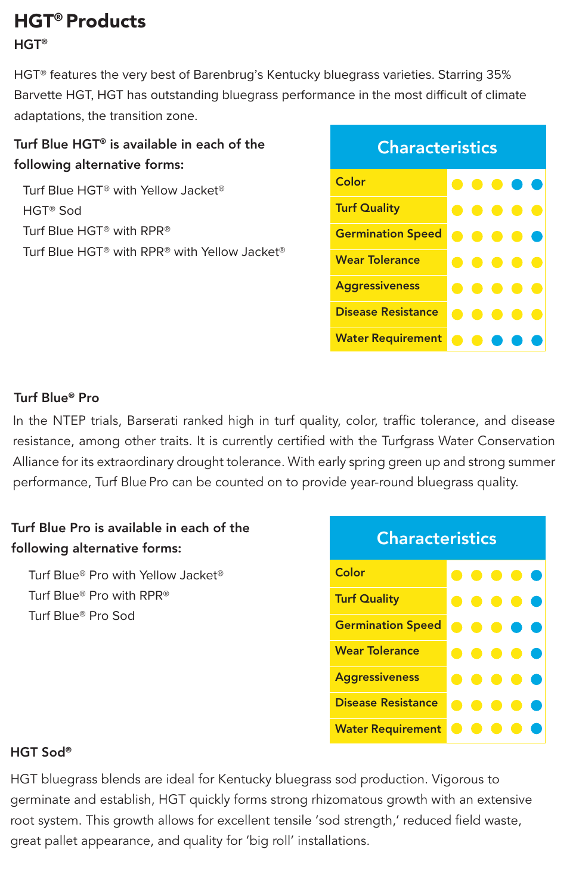# HGT® Products

## HGT®

HGT® features the very best of Barenbrug's Kentucky bluegrass varieties. Starring 35% Barvette HGT, HGT has outstanding bluegrass performance in the most difficult of climate adaptations, the transition zone.

**Turf Blue HGT® is available in each of the following alternative forms:**

- Turf Blue HGT® with Yellow Jacket®
- HGT® Sod
- Turf Blue HGT® with RPR®
- Turf Blue HGT® with RPR® with Yellow Jacket®

| Characteristics |
|---|
| Color |
| Turf Quality |
| Germination Speed |
| Wear Tolerance |
| Aggressiveness |
| Disease Resistance |
| Water Requirement |

## Turf Blue® Pro

In the NTEP trials, Barserati ranked high in turf quality, color, traffic tolerance, and disease resistance, among other traits. It is currently certified with the Turfgrass Water Conservation Alliance for its extraordinary drought tolerance. With early spring green up and strong summer performance, Turf Blue Pro can be counted on to provide year-round bluegrass quality.

**Turf Blue Pro is available in each of the following alternative forms:**

- Turf Blue® Pro with Yellow Jacket®
- Turf Blue® Pro with RPR®
- Turf Blue® Pro Sod

| Characteristics |
|---|
| Color |
| Turf Quality |
| Germination Speed |
| Wear Tolerance |
| Aggressiveness |
| Disease Resistance |
| Water Requirement |

## HGT Sod®

HGT bluegrass blends are ideal for Kentucky bluegrass sod production. Vigorous to germinate and establish, HGT quickly forms strong rhizomatous growth with an extensive root system. This growth allows for excellent tensile 'sod strength,' reduced field waste, great pallet appearance, and quality for 'big roll' installations.